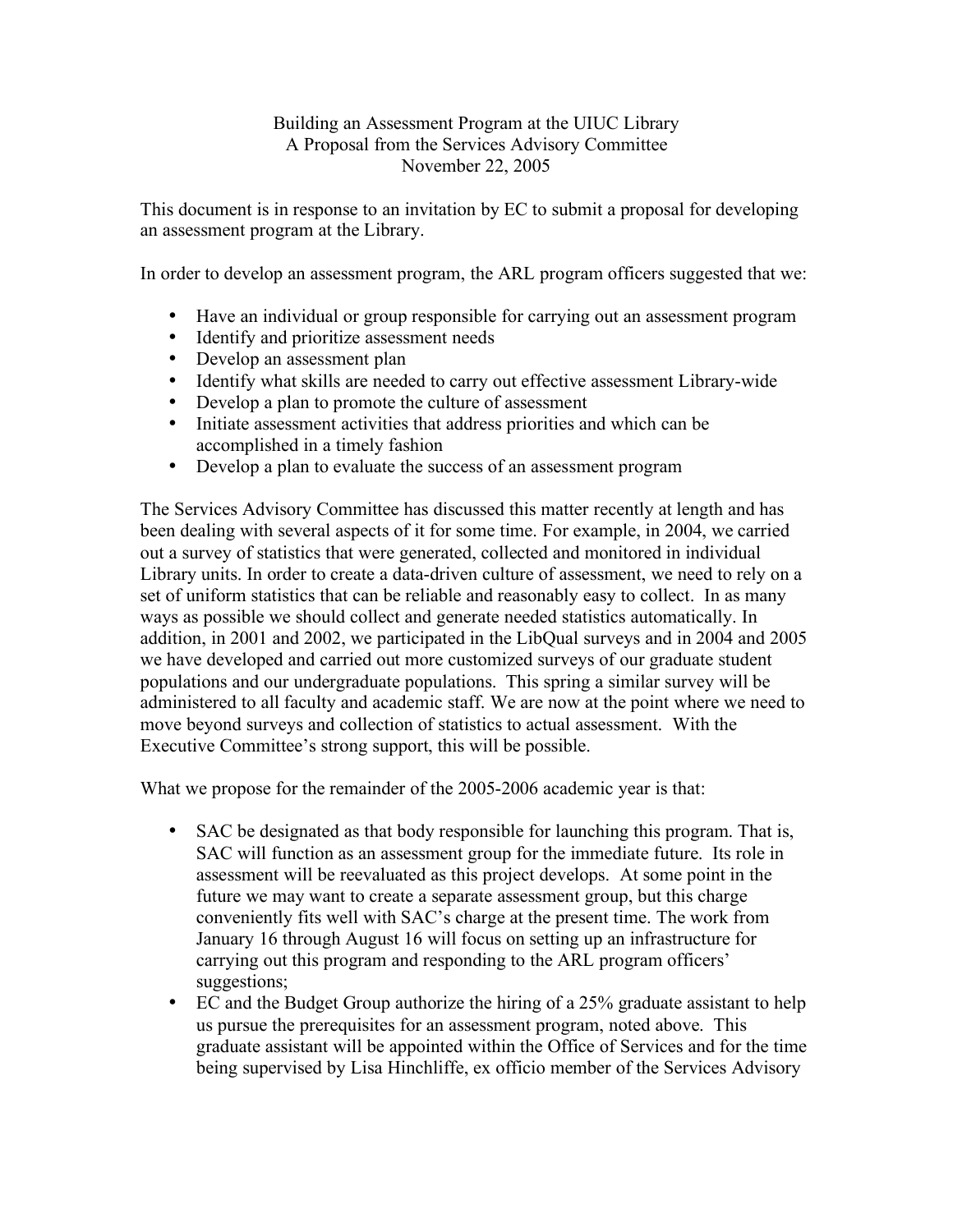Building an Assessment Program at the UIUC Library
A Proposal from the Services Advisory Committee
November 22, 2005

This document is in response to an invitation by EC to submit a proposal for developing an assessment program at the Library.

In order to develop an assessment program, the ARL program officers suggested that we:

- Have an individual or group responsible for carrying out an assessment program
- Identify and prioritize assessment needs
- Develop an assessment plan
- Identify what skills are needed to carry out effective assessment Library-wide
- Develop a plan to promote the culture of assessment
- Initiate assessment activities that address priorities and which can be accomplished in a timely fashion
- Develop a plan to evaluate the success of an assessment program

The Services Advisory Committee has discussed this matter recently at length and has been dealing with several aspects of it for some time. For example, in 2004, we carried out a survey of statistics that were generated, collected and monitored in individual Library units. In order to create a data-driven culture of assessment, we need to rely on a set of uniform statistics that can be reliable and reasonably easy to collect. In as many ways as possible we should collect and generate needed statistics automatically. In addition, in 2001 and 2002, we participated in the LibQual surveys and in 2004 and 2005 we have developed and carried out more customized surveys of our graduate student populations and our undergraduate populations. This spring a similar survey will be administered to all faculty and academic staff. We are now at the point where we need to move beyond surveys and collection of statistics to actual assessment. With the Executive Committee's strong support, this will be possible.

What we propose for the remainder of the 2005-2006 academic year is that:

- SAC be designated as that body responsible for launching this program. That is, SAC will function as an assessment group for the immediate future. Its role in assessment will be reevaluated as this project develops. At some point in the future we may want to create a separate assessment group, but this charge conveniently fits well with SAC's charge at the present time. The work from January 16 through August 16 will focus on setting up an infrastructure for carrying out this program and responding to the ARL program officers' suggestions;
- EC and the Budget Group authorize the hiring of a 25% graduate assistant to help us pursue the prerequisites for an assessment program, noted above. This graduate assistant will be appointed within the Office of Services and for the time being supervised by Lisa Hinchliffe, ex officio member of the Services Advisory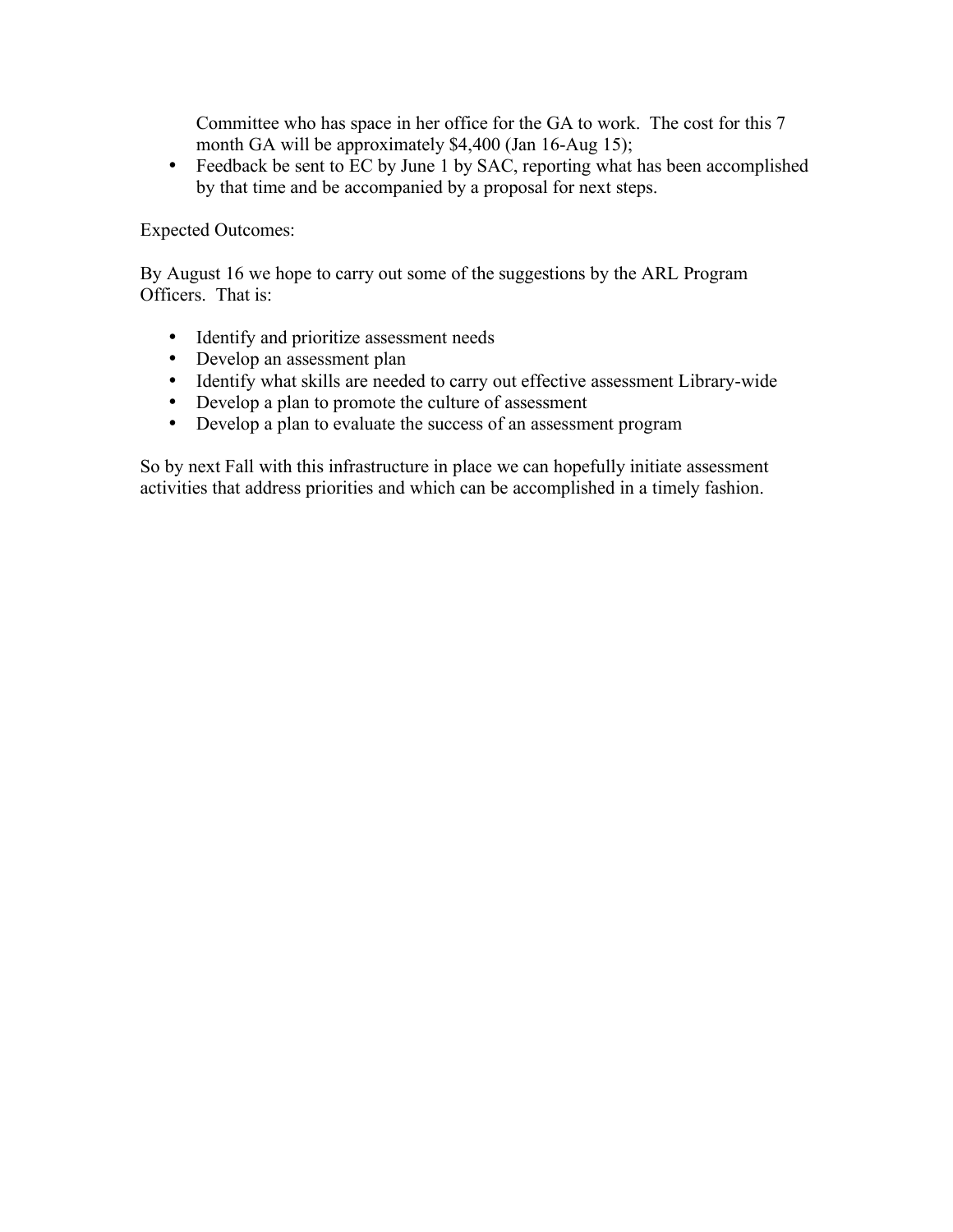Committee who has space in her office for the GA to work. The cost for this 7 month GA will be approximately $4,400 (Jan 16-Aug 15);

- Feedback be sent to EC by June 1 by SAC, reporting what has been accomplished by that time and be accompanied by a proposal for next steps.

Expected Outcomes:

By August 16 we hope to carry out some of the suggestions by the ARL Program Officers. That is:

- Identify and prioritize assessment needs
- Develop an assessment plan
- Identify what skills are needed to carry out effective assessment Library-wide
- Develop a plan to promote the culture of assessment
- Develop a plan to evaluate the success of an assessment program

So by next Fall with this infrastructure in place we can hopefully initiate assessment activities that address priorities and which can be accomplished in a timely fashion.